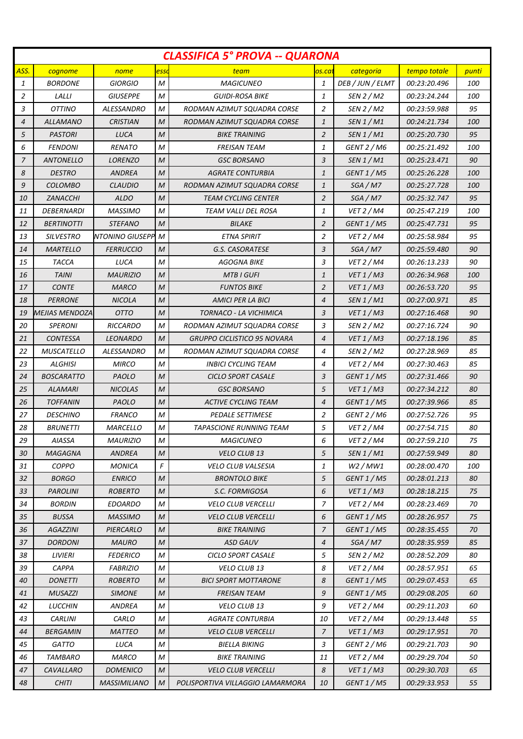# CLASSIFICA 5° PROVA -- QUARONA

| ASS. | cognome | nome | sesso | team | pos.cat | categoria | tempo totale | punti |
|---|---|---|---|---|---|---|---|---|
| 1 | BORDONE | GIORGIO | M | MAGICUNEO | 1 | DEB / JUN / ELMT | 00:23:20.496 | 100 |
| 2 | LALLI | GIUSEPPE | M | GUIDI-ROSA BIKE | 1 | SEN 2 / M2 | 00:23:24.244 | 100 |
| 3 | OTTINO | ALESSANDRO | M | RODMAN AZIMUT SQUADRA CORSE | 2 | SEN 2 / M2 | 00:23:59.988 | 95 |
| 4 | ALLAMANO | CRISTIAN | M | RODMAN AZIMUT SQUADRA CORSE | 1 | SEN 1 / M1 | 00:24:21.734 | 100 |
| 5 | PASTORI | LUCA | M | BIKE TRAINING | 2 | SEN 1 / M1 | 00:25:20.730 | 95 |
| 6 | FENDONI | RENATO | M | FREISAN TEAM | 1 | GENT 2 / M6 | 00:25:21.492 | 100 |
| 7 | ANTONELLO | LORENZO | M | GSC BORSANO | 3 | SEN 1 / M1 | 00:25:23.471 | 90 |
| 8 | DESTRO | ANDREA | M | AGRATE CONTURBIA | 1 | GENT 1 / M5 | 00:25:26.228 | 100 |
| 9 | COLOMBO | CLAUDIO | M | RODMAN AZIMUT SQUADRA CORSE | 1 | SGA / M7 | 00:25:27.728 | 100 |
| 10 | ZANACCHI | ALDO | M | TEAM CYCLING CENTER | 2 | SGA / M7 | 00:25:32.747 | 95 |
| 11 | DEBERNARDI | MASSIMO | M | TEAM VALLI DEL ROSA | 1 | VET 2 / M4 | 00:25:47.219 | 100 |
| 12 | BERTINOTTI | STEFANO | M | BILAKE | 2 | GENT 1 / M5 | 00:25:47.731 | 95 |
| 13 | SILVESTRO | ANTONINO GIUSEPPE | M | ETNA SPIRIT | 2 | VET 2 / M4 | 00:25:58.984 | 95 |
| 14 | MARTELLO | FERRUCCIO | M | G.S. CASORATESE | 3 | SGA / M7 | 00:25:59.480 | 90 |
| 15 | TACCA | LUCA | M | AGOGNA BIKE | 3 | VET 2 / M4 | 00:26:13.233 | 90 |
| 16 | TAINI | MAURIZIO | M | MTB I GUFI | 1 | VET 1 / M3 | 00:26:34.968 | 100 |
| 17 | CONTE | MARCO | M | FUNTOS BIKE | 2 | VET 1 / M3 | 00:26:53.720 | 95 |
| 18 | PERRONE | NICOLA | M | AMICI PER LA BICI | 4 | SEN 1 / M1 | 00:27:00.971 | 85 |
| 19 | MEJIAS MENDOZA | OTTO | M | TORNACO - LA VICHIMICA | 3 | VET 1 / M3 | 00:27:16.468 | 90 |
| 20 | SPERONI | RICCARDO | M | RODMAN AZIMUT SQUADRA CORSE | 3 | SEN 2 / M2 | 00:27:16.724 | 90 |
| 21 | CONTESSA | LEONARDO | M | GRUPPO CICLISTICO 95 NOVARA | 4 | VET 1 / M3 | 00:27:18.196 | 85 |
| 22 | MUSCATELLO | ALESSANDRO | M | RODMAN AZIMUT SQUADRA CORSE | 4 | SEN 2 / M2 | 00:27:28.969 | 85 |
| 23 | ALGHISI | MIRCO | M | INBICI CYCLING TEAM | 4 | VET 2 / M4 | 00:27:30.463 | 85 |
| 24 | BOSCARATTO | PAOLO | M | CICLO SPORT CASALE | 3 | GENT 1 / M5 | 00:27:31.466 | 90 |
| 25 | ALAMARI | NICOLAS | M | GSC BORSANO | 5 | VET 1 / M3 | 00:27:34.212 | 80 |
| 26 | TOFFANIN | PAOLO | M | ACTIVE CYCLING TEAM | 4 | GENT 1 / M5 | 00:27:39.966 | 85 |
| 27 | DESCHINO | FRANCO | M | PEDALE SETTIMESE | 2 | GENT 2 / M6 | 00:27:52.726 | 95 |
| 28 | BRUNETTI | MARCELLO | M | TAPASCIONE RUNNING TEAM | 5 | VET 2 / M4 | 00:27:54.715 | 80 |
| 29 | AIASSA | MAURIZIO | M | MAGICUNEO | 6 | VET 2 / M4 | 00:27:59.210 | 75 |
| 30 | MAGAGNA | ANDREA | M | VELO CLUB 13 | 5 | SEN 1 / M1 | 00:27:59.949 | 80 |
| 31 | COPPO | MONICA | F | VELO CLUB VALSESIA | 1 | W2 / MW1 | 00:28:00.470 | 100 |
| 32 | BORGO | ENRICO | M | BRONTOLO BIKE | 5 | GENT 1 / M5 | 00:28:01.213 | 80 |
| 33 | PAROLINI | ROBERTO | M | S.C. FORMIGOSA | 6 | VET 1 / M3 | 00:28:18.215 | 75 |
| 34 | BORDIN | EDOARDO | M | VELO CLUB VERCELLI | 7 | VET 2 / M4 | 00:28:23.469 | 70 |
| 35 | BUSSA | MASSIMO | M | VELO CLUB VERCELLI | 6 | GENT 1 / M5 | 00:28:26.957 | 75 |
| 36 | AGAZZINI | PIERCARLO | M | BIKE TRAINING | 7 | GENT 1 / M5 | 00:28:35.455 | 70 |
| 37 | DORDONI | MAURO | M | ASD GAUV | 4 | SGA / M7 | 00:28:35.959 | 85 |
| 38 | LIVIERI | FEDERICO | M | CICLO SPORT CASALE | 5 | SEN 2 / M2 | 00:28:52.209 | 80 |
| 39 | CAPPA | FABRIZIO | M | VELO CLUB 13 | 8 | VET 2 / M4 | 00:28:57.951 | 65 |
| 40 | DONETTI | ROBERTO | M | BICI SPORT MOTTARONE | 8 | GENT 1 / M5 | 00:29:07.453 | 65 |
| 41 | MUSAZZI | SIMONE | M | FREISAN TEAM | 9 | GENT 1 / M5 | 00:29:08.205 | 60 |
| 42 | LUCCHIN | ANDREA | M | VELO CLUB 13 | 9 | VET 2 / M4 | 00:29:11.203 | 60 |
| 43 | CARLINI | CARLO | M | AGRATE CONTURBIA | 10 | VET 2 / M4 | 00:29:13.448 | 55 |
| 44 | BERGAMIN | MATTEO | M | VELO CLUB VERCELLI | 7 | VET 1 / M3 | 00:29:17.951 | 70 |
| 45 | GATTO | LUCA | M | BIELLA BIKING | 3 | GENT 2 / M6 | 00:29:21.703 | 90 |
| 46 | TAMBARO | MARCO | M | BIKE TRAINING | 11 | VET 2 / M4 | 00:29:29.704 | 50 |
| 47 | CAVALLARO | DOMENICO | M | VELO CLUB VERCELLI | 8 | VET 1 / M3 | 00:29:30.703 | 65 |
| 48 | CHITI | MASSIMILIANO | M | POLISPORTIVA VILLAGGIO LAMARMORA | 10 | GENT 1 / M5 | 00:29:33.953 | 55 |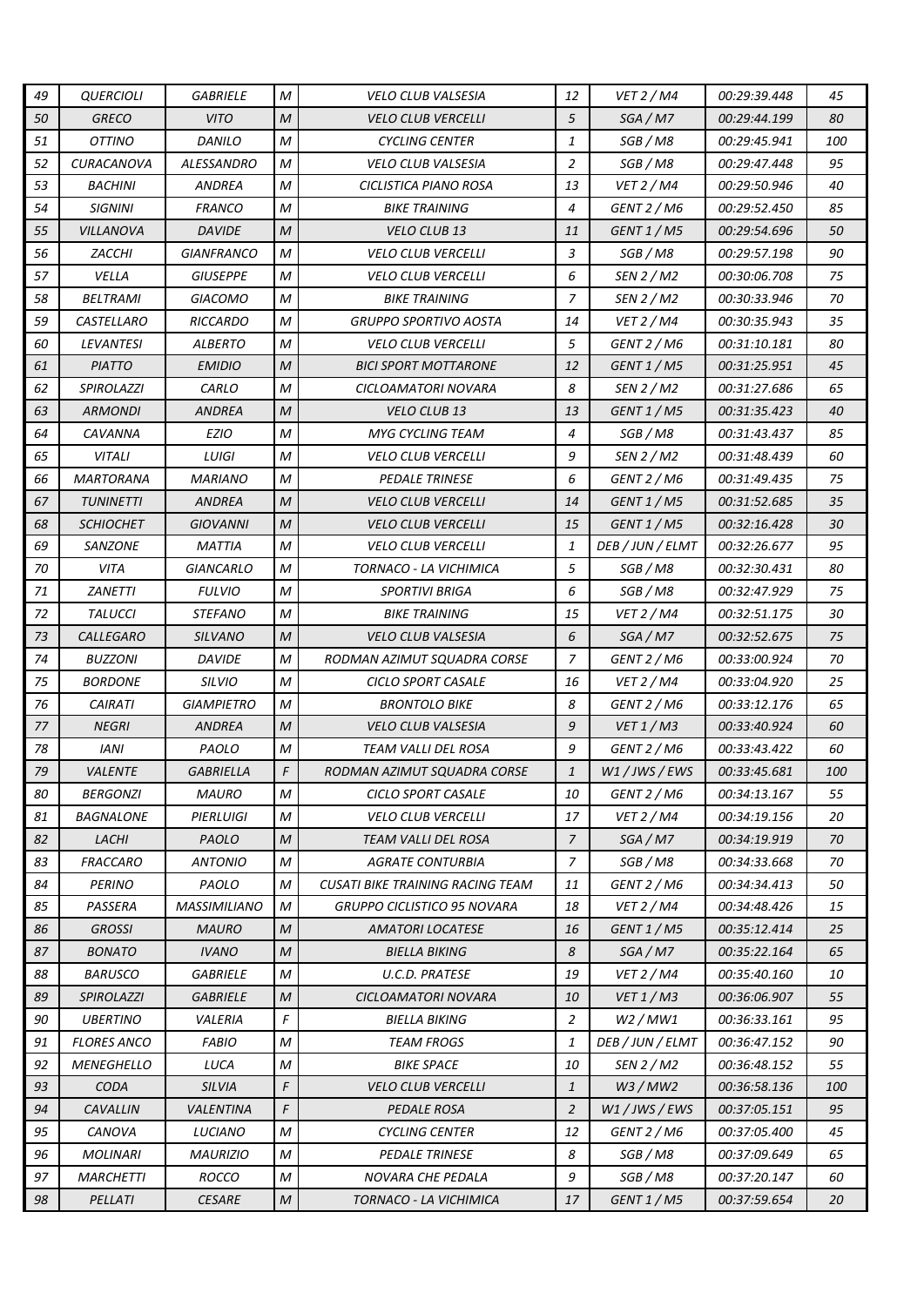| | | | | | | | | |
|---|---|---|---|---|---|---|---|---|
| 49 | QUERCIOLI | GABRIELE | M | VELO CLUB VALSESIA | 12 | VET 2 / M4 | 00:29:39.448 | 45 |
| 50 | GRECO | VITO | M | VELO CLUB VERCELLI | 5 | SGA / M7 | 00:29:44.199 | 80 |
| 51 | OTTINO | DANILO | M | CYCLING CENTER | 1 | SGB / M8 | 00:29:45.941 | 100 |
| 52 | CURACANOVA | ALESSANDRO | M | VELO CLUB VALSESIA | 2 | SGB / M8 | 00:29:47.448 | 95 |
| 53 | BACHINI | ANDREA | M | CICLISTICA PIANO ROSA | 13 | VET 2 / M4 | 00:29:50.946 | 40 |
| 54 | SIGNINI | FRANCO | M | BIKE TRAINING | 4 | GENT 2 / M6 | 00:29:52.450 | 85 |
| 55 | VILLANOVA | DAVIDE | M | VELO CLUB 13 | 11 | GENT 1 / M5 | 00:29:54.696 | 50 |
| 56 | ZACCHI | GIANFRANCO | M | VELO CLUB VERCELLI | 3 | SGB / M8 | 00:29:57.198 | 90 |
| 57 | VELLA | GIUSEPPE | M | VELO CLUB VERCELLI | 6 | SEN 2 / M2 | 00:30:06.708 | 75 |
| 58 | BELTRAMI | GIACOMO | M | BIKE TRAINING | 7 | SEN 2 / M2 | 00:30:33.946 | 70 |
| 59 | CASTELLARO | RICCARDO | M | GRUPPO SPORTIVO AOSTA | 14 | VET 2 / M4 | 00:30:35.943 | 35 |
| 60 | LEVANTESI | ALBERTO | M | VELO CLUB VERCELLI | 5 | GENT 2 / M6 | 00:31:10.181 | 80 |
| 61 | PIATTO | EMIDIO | M | BICI SPORT MOTTARONE | 12 | GENT 1 / M5 | 00:31:25.951 | 45 |
| 62 | SPIROLAZZI | CARLO | M | CICLOAMATORI NOVARA | 8 | SEN 2 / M2 | 00:31:27.686 | 65 |
| 63 | ARMONDI | ANDREA | M | VELO CLUB 13 | 13 | GENT 1 / M5 | 00:31:35.423 | 40 |
| 64 | CAVANNA | EZIO | M | MYG CYCLING TEAM | 4 | SGB / M8 | 00:31:43.437 | 85 |
| 65 | VITALI | LUIGI | M | VELO CLUB VERCELLI | 9 | SEN 2 / M2 | 00:31:48.439 | 60 |
| 66 | MARTORANA | MARIANO | M | PEDALE TRINESE | 6 | GENT 2 / M6 | 00:31:49.435 | 75 |
| 67 | TUNINETTI | ANDREA | M | VELO CLUB VERCELLI | 14 | GENT 1 / M5 | 00:31:52.685 | 35 |
| 68 | SCHIOCHET | GIOVANNI | M | VELO CLUB VERCELLI | 15 | GENT 1 / M5 | 00:32:16.428 | 30 |
| 69 | SANZONE | MATTIA | M | VELO CLUB VERCELLI | 1 | DEB / JUN / ELMT | 00:32:26.677 | 95 |
| 70 | VITA | GIANCARLO | M | TORNACO - LA VICHIMICA | 5 | SGB / M8 | 00:32:30.431 | 80 |
| 71 | ZANETTI | FULVIO | M | SPORTIVI BRIGA | 6 | SGB / M8 | 00:32:47.929 | 75 |
| 72 | TALUCCI | STEFANO | M | BIKE TRAINING | 15 | VET 2 / M4 | 00:32:51.175 | 30 |
| 73 | CALLEGARO | SILVANO | M | VELO CLUB VALSESIA | 6 | SGA / M7 | 00:32:52.675 | 75 |
| 74 | BUZZONI | DAVIDE | M | RODMAN AZIMUT SQUADRA CORSE | 7 | GENT 2 / M6 | 00:33:00.924 | 70 |
| 75 | BORDONE | SILVIO | M | CICLO SPORT CASALE | 16 | VET 2 / M4 | 00:33:04.920 | 25 |
| 76 | CAIRATI | GIAMPIETRO | M | BRONTOLO BIKE | 8 | GENT 2 / M6 | 00:33:12.176 | 65 |
| 77 | NEGRI | ANDREA | M | VELO CLUB VALSESIA | 9 | VET 1 / M3 | 00:33:40.924 | 60 |
| 78 | IANI | PAOLO | M | TEAM VALLI DEL ROSA | 9 | GENT 2 / M6 | 00:33:43.422 | 60 |
| 79 | VALENTE | GABRIELLA | F | RODMAN AZIMUT SQUADRA CORSE | 1 | W1 / JWS / EWS | 00:33:45.681 | 100 |
| 80 | BERGONZI | MAURO | M | CICLO SPORT CASALE | 10 | GENT 2 / M6 | 00:34:13.167 | 55 |
| 81 | BAGNALONE | PIERLUIGI | M | VELO CLUB VERCELLI | 17 | VET 2 / M4 | 00:34:19.156 | 20 |
| 82 | LACHI | PAOLO | M | TEAM VALLI DEL ROSA | 7 | SGA / M7 | 00:34:19.919 | 70 |
| 83 | FRACCARO | ANTONIO | M | AGRATE CONTURBIA | 7 | SGB / M8 | 00:34:33.668 | 70 |
| 84 | PERINO | PAOLO | M | CUSATI BIKE TRAINING RACING TEAM | 11 | GENT 2 / M6 | 00:34:34.413 | 50 |
| 85 | PASSERA | MASSIMILIANO | M | GRUPPO CICLISTICO 95 NOVARA | 18 | VET 2 / M4 | 00:34:48.426 | 15 |
| 86 | GROSSI | MAURO | M | AMATORI LOCATESE | 16 | GENT 1 / M5 | 00:35:12.414 | 25 |
| 87 | BONATO | IVANO | M | BIELLA BIKING | 8 | SGA / M7 | 00:35:22.164 | 65 |
| 88 | BARUSCO | GABRIELE | M | U.C.D. PRATESE | 19 | VET 2 / M4 | 00:35:40.160 | 10 |
| 89 | SPIROLAZZI | GABRIELE | M | CICLOAMATORI NOVARA | 10 | VET 1 / M3 | 00:36:06.907 | 55 |
| 90 | UBERTINO | VALERIA | F | BIELLA BIKING | 2 | W2 / MW1 | 00:36:33.161 | 95 |
| 91 | FLORES ANCO | FABIO | M | TEAM FROGS | 1 | DEB / JUN / ELMT | 00:36:47.152 | 90 |
| 92 | MENEGHELLO | LUCA | M | BIKE SPACE | 10 | SEN 2 / M2 | 00:36:48.152 | 55 |
| 93 | CODA | SILVIA | F | VELO CLUB VERCELLI | 1 | W3 / MW2 | 00:36:58.136 | 100 |
| 94 | CAVALLIN | VALENTINA | F | PEDALE ROSA | 2 | W1 / JWS / EWS | 00:37:05.151 | 95 |
| 95 | CANOVA | LUCIANO | M | CYCLING CENTER | 12 | GENT 2 / M6 | 00:37:05.400 | 45 |
| 96 | MOLINARI | MAURIZIO | M | PEDALE TRINESE | 8 | SGB / M8 | 00:37:09.649 | 65 |
| 97 | MARCHETTI | ROCCO | M | NOVARA CHE PEDALA | 9 | SGB / M8 | 00:37:20.147 | 60 |
| 98 | PELLATI | CESARE | M | TORNACO - LA VICHIMICA | 17 | GENT 1 / M5 | 00:37:59.654 | 20 |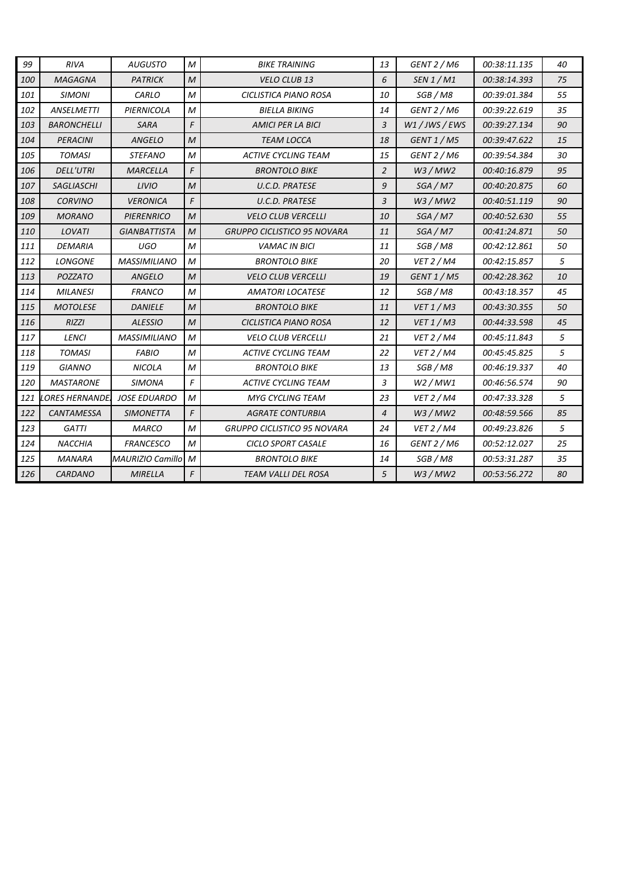| | | | | | | | | |
|---|---|---|---|---|---|---|---|---|
| 99 | RIVA | AUGUSTO | M | BIKE TRAINING | 13 | GENT 2 / M6 | 00:38:11.135 | 40 |
| 100 | MAGAGNA | PATRICK | M | VELO CLUB 13 | 6 | SEN 1 / M1 | 00:38:14.393 | 75 |
| 101 | SIMONI | CARLO | M | CICLISTICA PIANO ROSA | 10 | SGB / M8 | 00:39:01.384 | 55 |
| 102 | ANSELMETTI | PIERNICOLA | M | BIELLA BIKING | 14 | GENT 2 / M6 | 00:39:22.619 | 35 |
| 103 | BARONCHELLI | SARA | F | AMICI PER LA BICI | 3 | W1 / JWS / EWS | 00:39:27.134 | 90 |
| 104 | PERACINI | ANGELO | M | TEAM LOCCA | 18 | GENT 1 / M5 | 00:39:47.622 | 15 |
| 105 | TOMASI | STEFANO | M | ACTIVE CYCLING TEAM | 15 | GENT 2 / M6 | 00:39:54.384 | 30 |
| 106 | DELL'UTRI | MARCELLA | F | BRONTOLO BIKE | 2 | W3 / MW2 | 00:40:16.879 | 95 |
| 107 | SAGLIASCHI | LIVIO | M | U.C.D. PRATESE | 9 | SGA / M7 | 00:40:20.875 | 60 |
| 108 | CORVINO | VERONICA | F | U.C.D. PRATESE | 3 | W3 / MW2 | 00:40:51.119 | 90 |
| 109 | MORANO | PIERENRICO | M | VELO CLUB VERCELLI | 10 | SGA / M7 | 00:40:52.630 | 55 |
| 110 | LOVATI | GIANBATTISTA | M | GRUPPO CICLISTICO 95 NOVARA | 11 | SGA / M7 | 00:41:24.871 | 50 |
| 111 | DEMARIA | UGO | M | VAMAC IN BICI | 11 | SGB / M8 | 00:42:12.861 | 50 |
| 112 | LONGONE | MASSIMILIANO | M | BRONTOLO BIKE | 20 | VET 2 / M4 | 00:42:15.857 | 5 |
| 113 | POZZATO | ANGELO | M | VELO CLUB VERCELLI | 19 | GENT 1 / M5 | 00:42:28.362 | 10 |
| 114 | MILANESI | FRANCO | M | AMATORI LOCATESE | 12 | SGB / M8 | 00:43:18.357 | 45 |
| 115 | MOTOLESE | DANIELE | M | BRONTOLO BIKE | 11 | VET 1 / M3 | 00:43:30.355 | 50 |
| 116 | RIZZI | ALESSIO | M | CICLISTICA PIANO ROSA | 12 | VET 1 / M3 | 00:44:33.598 | 45 |
| 117 | LENCI | MASSIMILIANO | M | VELO CLUB VERCELLI | 21 | VET 2 / M4 | 00:45:11.843 | 5 |
| 118 | TOMASI | FABIO | M | ACTIVE CYCLING TEAM | 22 | VET 2 / M4 | 00:45:45.825 | 5 |
| 119 | GIANNO | NICOLA | M | BRONTOLO BIKE | 13 | SGB / M8 | 00:46:19.337 | 40 |
| 120 | MASTARONE | SIMONA | F | ACTIVE CYCLING TEAM | 3 | W2 / MW1 | 00:46:56.574 | 90 |
| 121 | LORES HERNANDE | JOSE EDUARDO | M | MYG CYCLING TEAM | 23 | VET 2 / M4 | 00:47:33.328 | 5 |
| 122 | CANTAMESSA | SIMONETTA | F | AGRATE CONTURBIA | 4 | W3 / MW2 | 00:48:59.566 | 85 |
| 123 | GATTI | MARCO | M | GRUPPO CICLISTICO 95 NOVARA | 24 | VET 2 / M4 | 00:49:23.826 | 5 |
| 124 | NACCHIA | FRANCESCO | M | CICLO SPORT CASALE | 16 | GENT 2 / M6 | 00:52:12.027 | 25 |
| 125 | MANARA | MAURIZIO Camillo | M | BRONTOLO BIKE | 14 | SGB / M8 | 00:53:31.287 | 35 |
| 126 | CARDANO | MIRELLA | F | TEAM VALLI DEL ROSA | 5 | W3 / MW2 | 00:53:56.272 | 80 |